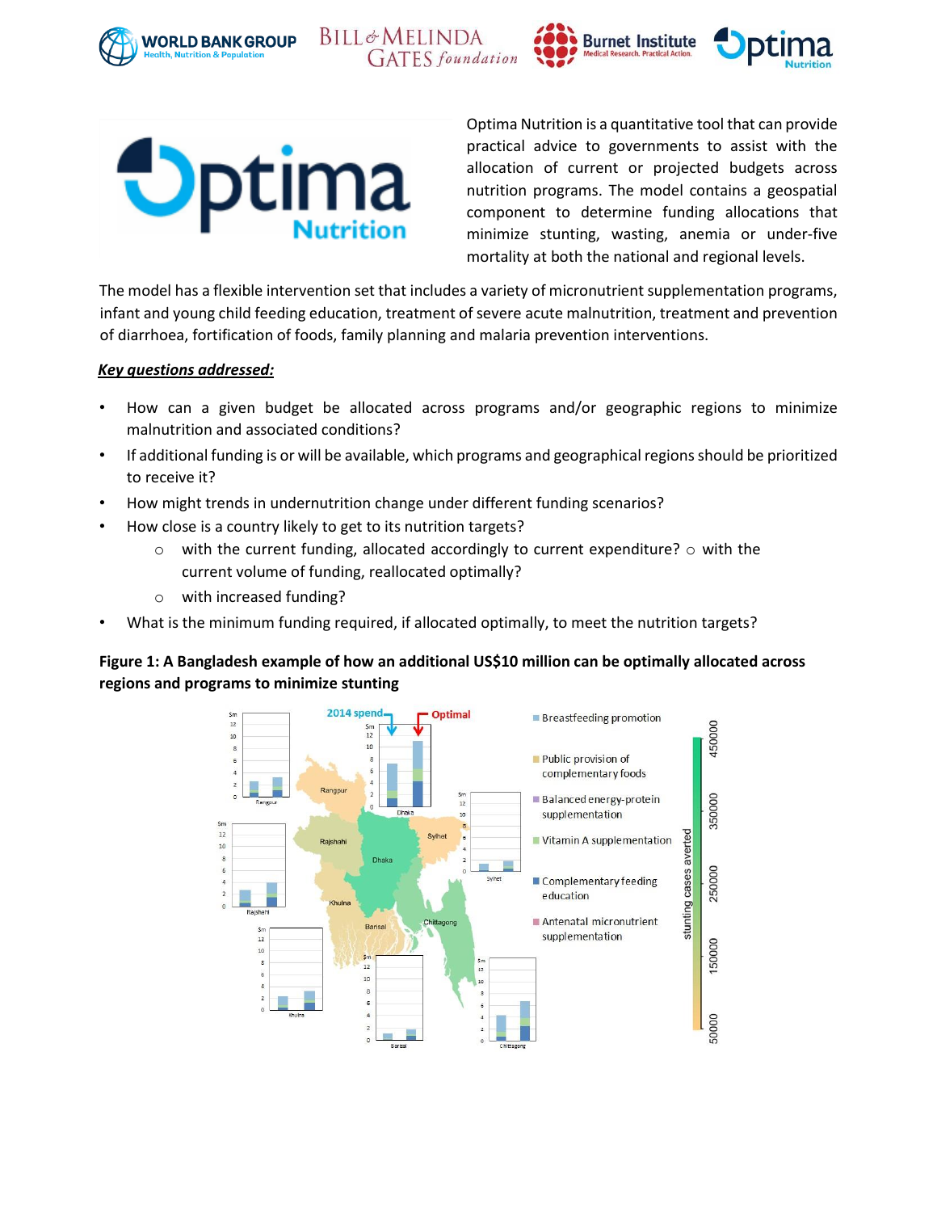Optima Nutrition is a quantitative tool that can provide practical advice to governments to assist with the allocation of current or projected budgets across nutrition programs. The model contains a geospatial component to determine funding allocations that minimize stunting, wasting, anemia or under-five mortality at both the national and regional levels.

The model has a flexible intervention set that includes a variety of micronutrient supplementation programs, infant and young child feeding education, treatment of severe acute malnutrition, treatment and prevention of diarrhoea, fortification of foods, family planning and malaria prevention interventions.

***Key questions addressed:***

- How can a given budget be allocated across programs and/or geographic regions to minimize malnutrition and associated conditions?
- If additional funding is or will be available, which programs and geographical regions should be prioritized to receive it?
- How might trends in undernutrition change under different funding scenarios?
- How close is a country likely to get to its nutrition targets?
  - with the current funding, allocated accordingly to current expenditure?
  - with the current volume of funding, reallocated optimally?
  - with increased funding?
- What is the minimum funding required, if allocated optimally, to meet the nutrition targets?

**Figure 1: A Bangladesh example of how an additional US$10 million can be optimally allocated across regions and programs to minimize stunting**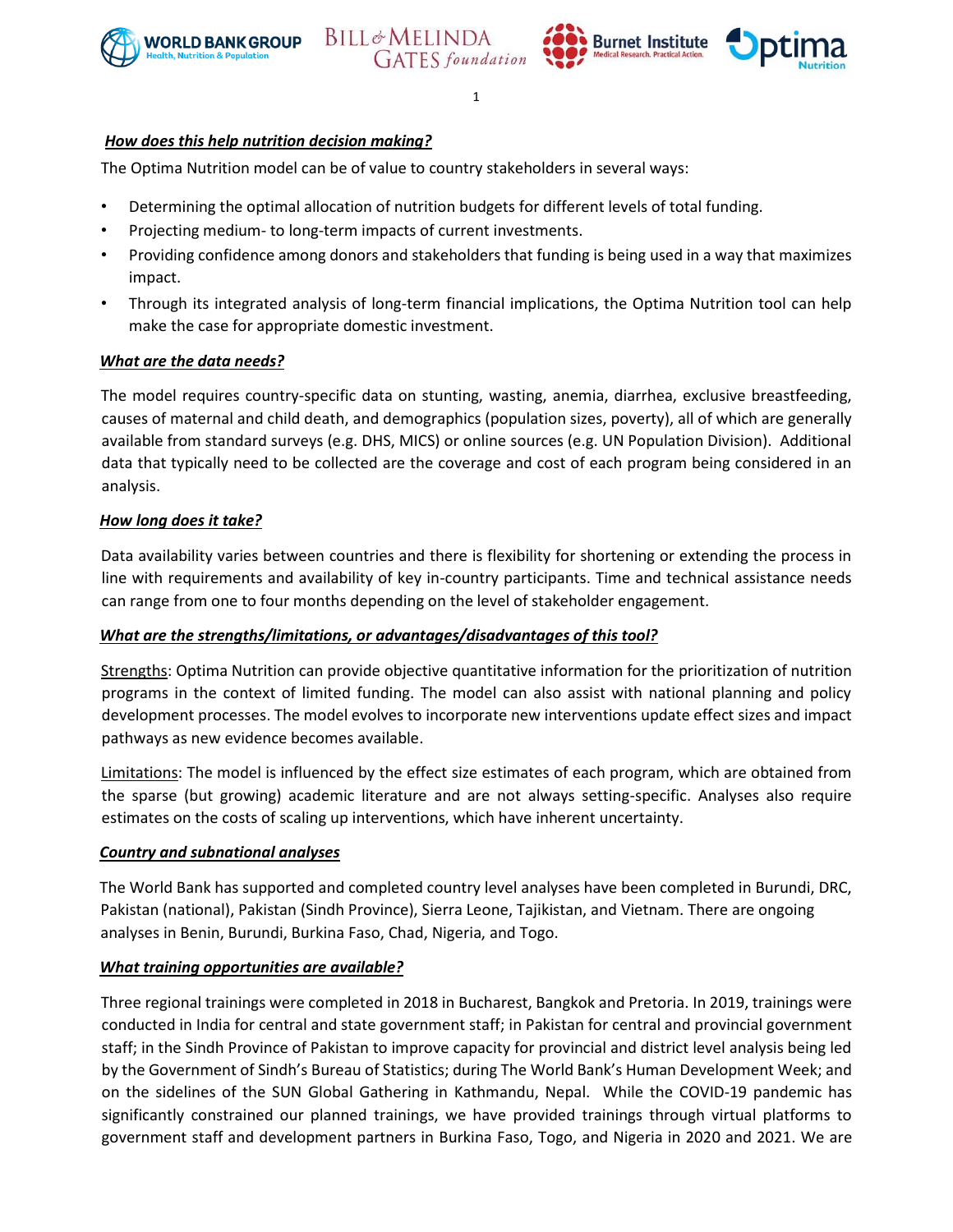***How does this help nutrition decision making?***

The Optima Nutrition model can be of value to country stakeholders in several ways:

- Determining the optimal allocation of nutrition budgets for different levels of total funding.
- Projecting medium- to long-term impacts of current investments.
- Providing confidence among donors and stakeholders that funding is being used in a way that maximizes impact.
- Through its integrated analysis of long-term financial implications, the Optima Nutrition tool can help make the case for appropriate domestic investment.

***What are the data needs?***

The model requires country-specific data on stunting, wasting, anemia, diarrhea, exclusive breastfeeding, causes of maternal and child death, and demographics (population sizes, poverty), all of which are generally available from standard surveys (e.g. DHS, MICS) or online sources (e.g. UN Population Division). Additional data that typically need to be collected are the coverage and cost of each program being considered in an analysis.

***How long does it take?***

Data availability varies between countries and there is flexibility for shortening or extending the process in line with requirements and availability of key in-country participants. Time and technical assistance needs can range from one to four months depending on the level of stakeholder engagement.

***What are the strengths/limitations, or advantages/disadvantages of this tool?***

Strengths: Optima Nutrition can provide objective quantitative information for the prioritization of nutrition programs in the context of limited funding. The model can also assist with national planning and policy development processes. The model evolves to incorporate new interventions update effect sizes and impact pathways as new evidence becomes available.

Limitations: The model is influenced by the effect size estimates of each program, which are obtained from the sparse (but growing) academic literature and are not always setting-specific. Analyses also require estimates on the costs of scaling up interventions, which have inherent uncertainty.

***Country and subnational analyses***

The World Bank has supported and completed country level analyses have been completed in Burundi, DRC, Pakistan (national), Pakistan (Sindh Province), Sierra Leone, Tajikistan, and Vietnam. There are ongoing analyses in Benin, Burundi, Burkina Faso, Chad, Nigeria, and Togo.

***What training opportunities are available?***

Three regional trainings were completed in 2018 in Bucharest, Bangkok and Pretoria. In 2019, trainings were conducted in India for central and state government staff; in Pakistan for central and provincial government staff; in the Sindh Province of Pakistan to improve capacity for provincial and district level analysis being led by the Government of Sindh's Bureau of Statistics; during The World Bank's Human Development Week; and on the sidelines of the SUN Global Gathering in Kathmandu, Nepal. While the COVID-19 pandemic has significantly constrained our planned trainings, we have provided trainings through virtual platforms to government staff and development partners in Burkina Faso, Togo, and Nigeria in 2020 and 2021. We are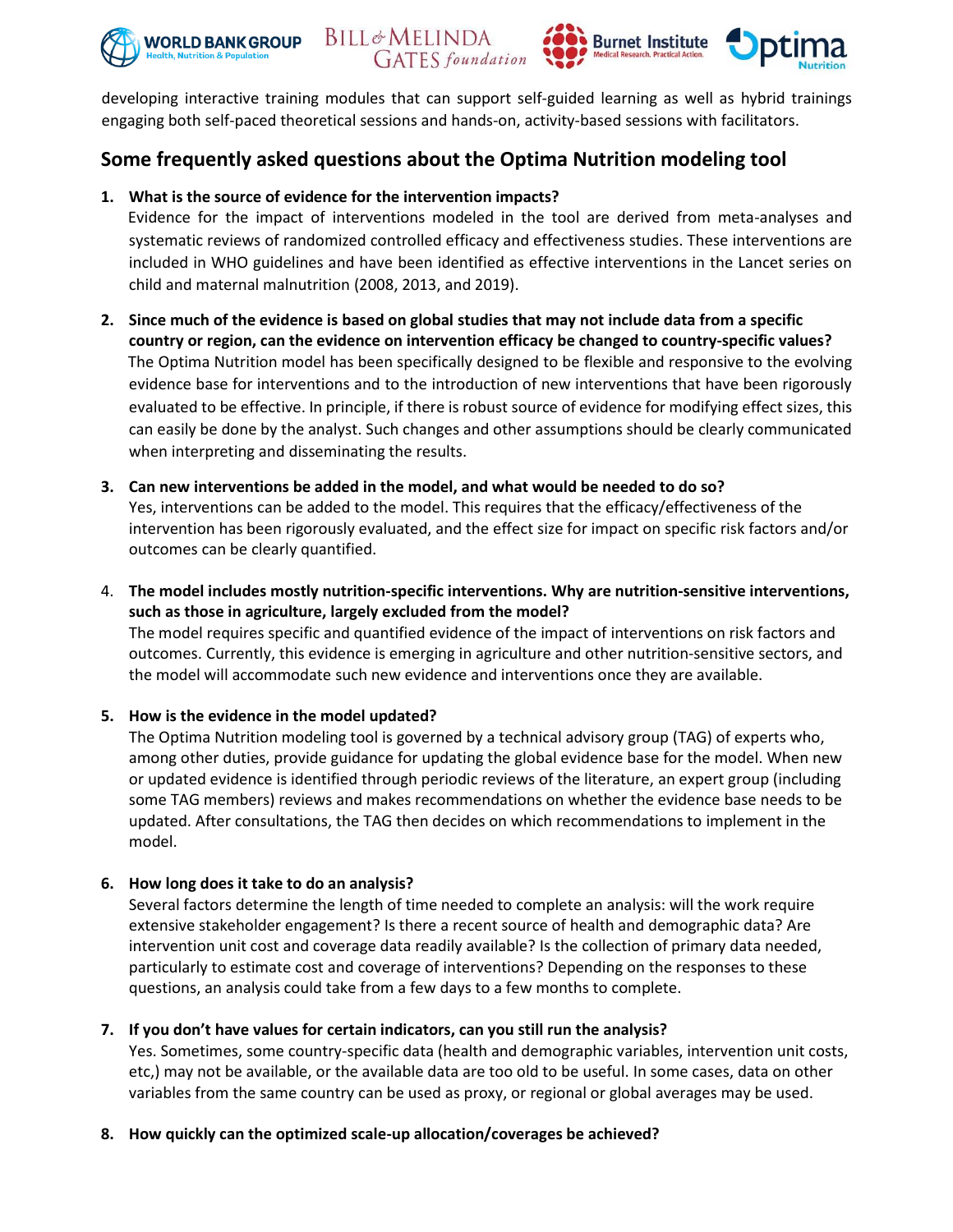developing interactive training modules that can support self-guided learning as well as hybrid trainings engaging both self-paced theoretical sessions and hands-on, activity-based sessions with facilitators.

## Some frequently asked questions about the Optima Nutrition modeling tool

1. **What is the source of evidence for the intervention impacts?**
   Evidence for the impact of interventions modeled in the tool are derived from meta-analyses and systematic reviews of randomized controlled efficacy and effectiveness studies. These interventions are included in WHO guidelines and have been identified as effective interventions in the Lancet series on child and maternal malnutrition (2008, 2013, and 2019).

2. **Since much of the evidence is based on global studies that may not include data from a specific country or region, can the evidence on intervention efficacy be changed to country-specific values?**
   The Optima Nutrition model has been specifically designed to be flexible and responsive to the evolving evidence base for interventions and to the introduction of new interventions that have been rigorously evaluated to be effective. In principle, if there is robust source of evidence for modifying effect sizes, this can easily be done by the analyst. Such changes and other assumptions should be clearly communicated when interpreting and disseminating the results.

3. **Can new interventions be added in the model, and what would be needed to do so?**
   Yes, interventions can be added to the model. This requires that the efficacy/effectiveness of the intervention has been rigorously evaluated, and the effect size for impact on specific risk factors and/or outcomes can be clearly quantified.

4. **The model includes mostly nutrition-specific interventions. Why are nutrition-sensitive interventions, such as those in agriculture, largely excluded from the model?**
   The model requires specific and quantified evidence of the impact of interventions on risk factors and outcomes. Currently, this evidence is emerging in agriculture and other nutrition-sensitive sectors, and the model will accommodate such new evidence and interventions once they are available.

5. **How is the evidence in the model updated?**
   The Optima Nutrition modeling tool is governed by a technical advisory group (TAG) of experts who, among other duties, provide guidance for updating the global evidence base for the model. When new or updated evidence is identified through periodic reviews of the literature, an expert group (including some TAG members) reviews and makes recommendations on whether the evidence base needs to be updated. After consultations, the TAG then decides on which recommendations to implement in the model.

6. **How long does it take to do an analysis?**
   Several factors determine the length of time needed to complete an analysis: will the work require extensive stakeholder engagement? Is there a recent source of health and demographic data? Are intervention unit cost and coverage data readily available? Is the collection of primary data needed, particularly to estimate cost and coverage of interventions? Depending on the responses to these questions, an analysis could take from a few days to a few months to complete.

7. **If you don't have values for certain indicators, can you still run the analysis?**
   Yes. Sometimes, some country-specific data (health and demographic variables, intervention unit costs, etc,) may not be available, or the available data are too old to be useful. In some cases, data on other variables from the same country can be used as proxy, or regional or global averages may be used.

8. **How quickly can the optimized scale-up allocation/coverages be achieved?**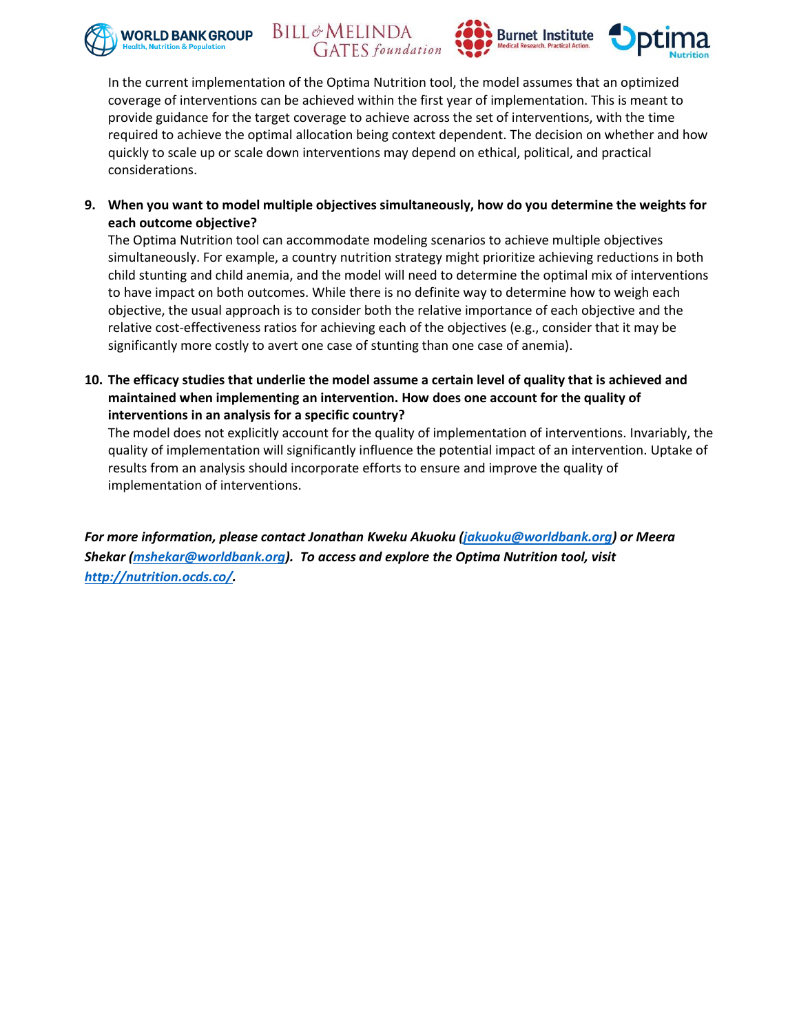In the current implementation of the Optima Nutrition tool, the model assumes that an optimized coverage of interventions can be achieved within the first year of implementation. This is meant to provide guidance for the target coverage to achieve across the set of interventions, with the time required to achieve the optimal allocation being context dependent. The decision on whether and how quickly to scale up or scale down interventions may depend on ethical, political, and practical considerations.

9. **When you want to model multiple objectives simultaneously, how do you determine the weights for each outcome objective?**
   The Optima Nutrition tool can accommodate modeling scenarios to achieve multiple objectives simultaneously. For example, a country nutrition strategy might prioritize achieving reductions in both child stunting and child anemia, and the model will need to determine the optimal mix of interventions to have impact on both outcomes. While there is no definite way to determine how to weigh each objective, the usual approach is to consider both the relative importance of each objective and the relative cost-effectiveness ratios for achieving each of the objectives (e.g., consider that it may be significantly more costly to avert one case of stunting than one case of anemia).

10. **The efficacy studies that underlie the model assume a certain level of quality that is achieved and maintained when implementing an intervention. How does one account for the quality of interventions in an analysis for a specific country?**
    The model does not explicitly account for the quality of implementation of interventions. Invariably, the quality of implementation will significantly influence the potential impact of an intervention. Uptake of results from an analysis should incorporate efforts to ensure and improve the quality of implementation of interventions.

***For more information, please contact Jonathan Kweku Akuoku (jakuoku@worldbank.org) or Meera Shekar (mshekar@worldbank.org). To access and explore the Optima Nutrition tool, visit http://nutrition.ocds.co/.***